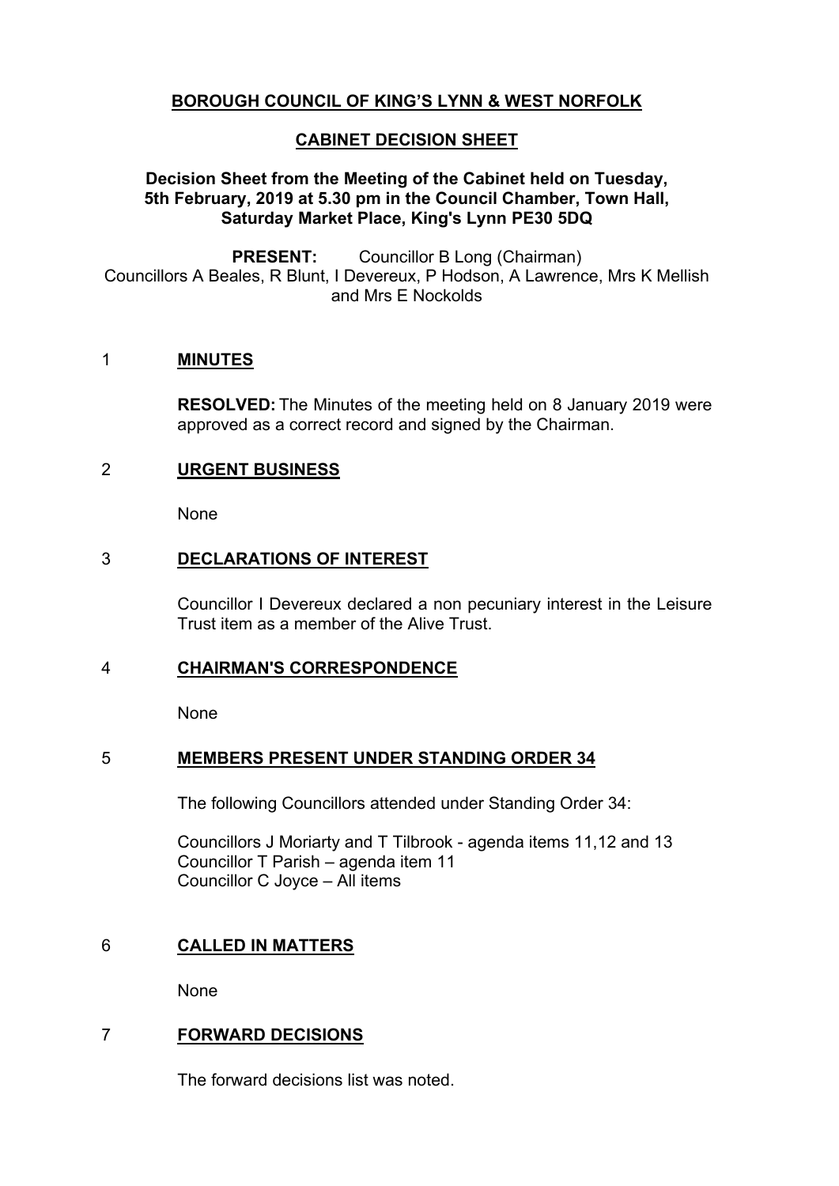# BOROUGH COUNCIL OF KING'S LYNN & WEST NORFOLK

## CABINET DECISION SHEET

**Decision Sheet from the Meeting of the Cabinet held on Tuesday, 5th February, 2019 at 5.30 pm in the Council Chamber, Town Hall, Saturday Market Place, King's Lynn PE30 5DQ**

**PRESENT:** Councillor B Long (Chairman)
Councillors A Beales, R Blunt, I Devereux, P Hodson, A Lawrence, Mrs K Mellish and Mrs E Nockolds

### 1 MINUTES

**RESOLVED:** The Minutes of the meeting held on 8 January 2019 were approved as a correct record and signed by the Chairman.

### 2 URGENT BUSINESS

None

### 3 DECLARATIONS OF INTEREST

Councillor I Devereux declared a non pecuniary interest in the Leisure Trust item as a member of the Alive Trust.

### 4 CHAIRMAN'S CORRESPONDENCE

None

### 5 MEMBERS PRESENT UNDER STANDING ORDER 34

The following Councillors attended under Standing Order 34:

Councillors J Moriarty and T Tilbrook - agenda items 11,12 and 13
Councillor T Parish – agenda item 11
Councillor C Joyce – All items

### 6 CALLED IN MATTERS

None

### 7 FORWARD DECISIONS

The forward decisions list was noted.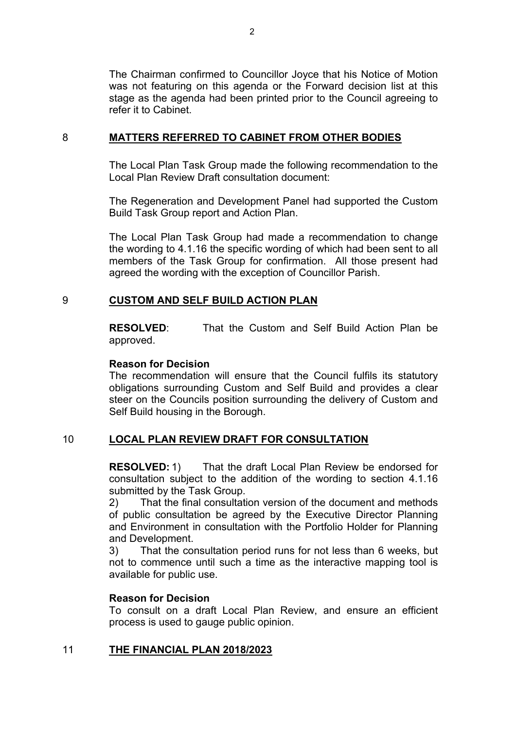The Chairman confirmed to Councillor Joyce that his Notice of Motion was not featuring on this agenda or the Forward decision list at this stage as the agenda had been printed prior to the Council agreeing to refer it to Cabinet.

## 8 MATTERS REFERRED TO CABINET FROM OTHER BODIES

The Local Plan Task Group made the following recommendation to the Local Plan Review Draft consultation document:

The Regeneration and Development Panel had supported the Custom Build Task Group report and Action Plan.

The Local Plan Task Group had made a recommendation to change the wording to 4.1.16 the specific wording of which had been sent to all members of the Task Group for confirmation. All those present had agreed the wording with the exception of Councillor Parish.

## 9 CUSTOM AND SELF BUILD ACTION PLAN

**RESOLVED**: That the Custom and Self Build Action Plan be approved.

**Reason for Decision**

The recommendation will ensure that the Council fulfils its statutory obligations surrounding Custom and Self Build and provides a clear steer on the Councils position surrounding the delivery of Custom and Self Build housing in the Borough.

## 10 LOCAL PLAN REVIEW DRAFT FOR CONSULTATION

**RESOLVED:** 1) That the draft Local Plan Review be endorsed for consultation subject to the addition of the wording to section 4.1.16 submitted by the Task Group.

2) That the final consultation version of the document and methods of public consultation be agreed by the Executive Director Planning and Environment in consultation with the Portfolio Holder for Planning and Development.

3) That the consultation period runs for not less than 6 weeks, but not to commence until such a time as the interactive mapping tool is available for public use.

**Reason for Decision**

To consult on a draft Local Plan Review, and ensure an efficient process is used to gauge public opinion.

## 11 THE FINANCIAL PLAN 2018/2023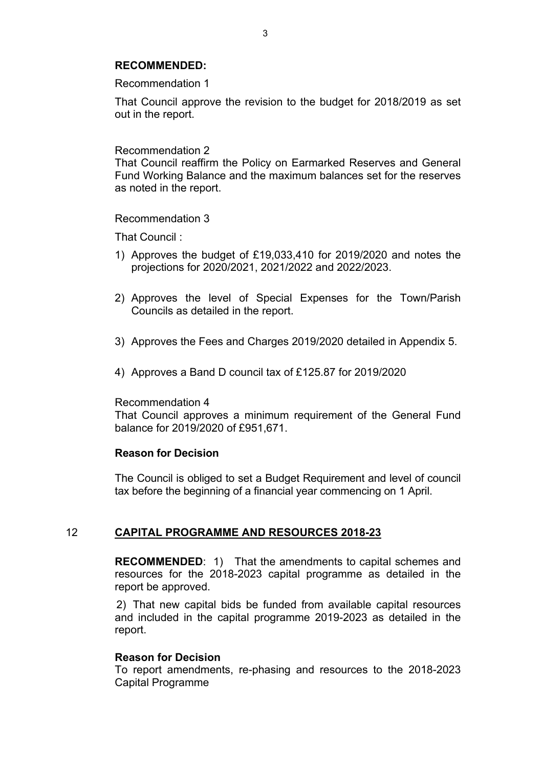**RECOMMENDED:**

Recommendation 1

That Council approve the revision to the budget for 2018/2019 as set out in the report.

Recommendation 2

That Council reaffirm the Policy on Earmarked Reserves and General Fund Working Balance and the maximum balances set for the reserves as noted in the report.

Recommendation 3

That Council :

1) Approves the budget of £19,033,410 for 2019/2020 and notes the projections for 2020/2021, 2021/2022 and 2022/2023.
2) Approves the level of Special Expenses for the Town/Parish Councils as detailed in the report.
3) Approves the Fees and Charges 2019/2020 detailed in Appendix 5.
4) Approves a Band D council tax of £125.87 for 2019/2020

Recommendation 4

That Council approves a minimum requirement of the General Fund balance for 2019/2020 of £951,671.

**Reason for Decision**

The Council is obliged to set a Budget Requirement and level of council tax before the beginning of a financial year commencing on 1 April.

## 12 CAPITAL PROGRAMME AND RESOURCES 2018-23

**RECOMMENDED**: 1) That the amendments to capital schemes and resources for the 2018-2023 capital programme as detailed in the report be approved.

2) That new capital bids be funded from available capital resources and included in the capital programme 2019-2023 as detailed in the report.

**Reason for Decision**

To report amendments, re-phasing and resources to the 2018-2023 Capital Programme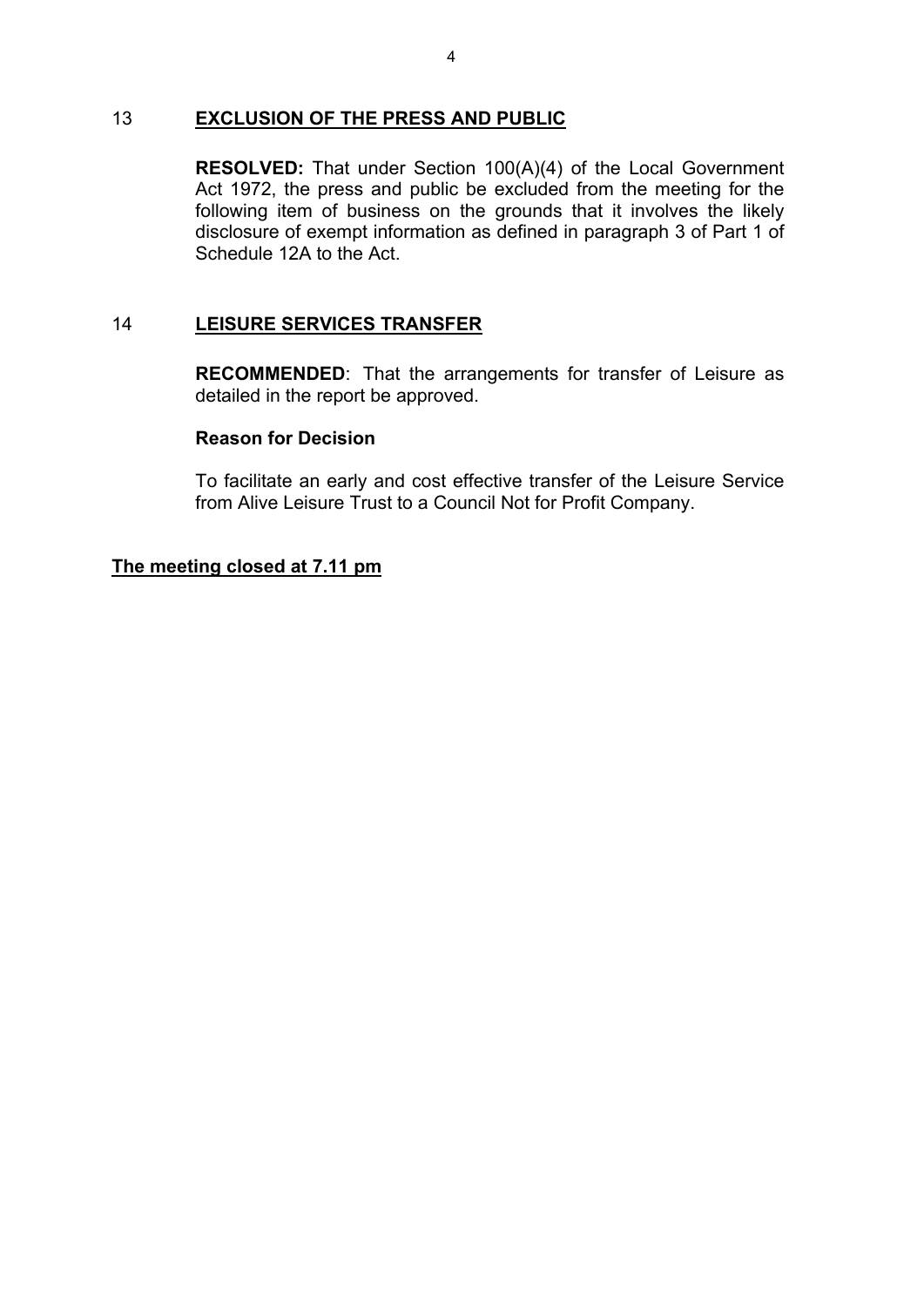## 13 **EXCLUSION OF THE PRESS AND PUBLIC**

**RESOLVED:** That under Section 100(A)(4) of the Local Government Act 1972, the press and public be excluded from the meeting for the following item of business on the grounds that it involves the likely disclosure of exempt information as defined in paragraph 3 of Part 1 of Schedule 12A to the Act.

## 14 **LEISURE SERVICES TRANSFER**

**RECOMMENDED**: That the arrangements for transfer of Leisure as detailed in the report be approved.

**Reason for Decision**

To facilitate an early and cost effective transfer of the Leisure Service from Alive Leisure Trust to a Council Not for Profit Company.

**The meeting closed at 7.11 pm**